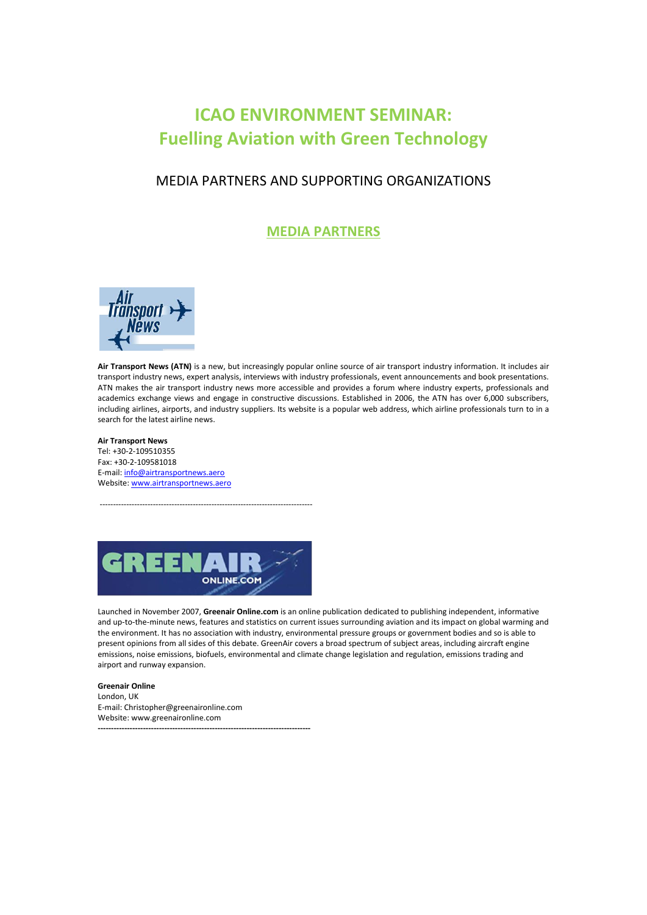# ICAO ENVIRONMENT SEMINAR: Fuelling Aviation with Green Technology

## MEDIA PARTNERS AND SUPPORTING ORGANIZATIONS

### MEDIA PARTNERS

**Air Transport News (ATN)** is a new, but increasingly popular online source of air transport industry information. It includes air transport industry news, expert analysis, interviews with industry professionals, event announcements and book presentations. ATN makes the air transport industry news more accessible and provides a forum where industry experts, professionals and academics exchange views and engage in constructive discussions. Established in 2006, the ATN has over 6,000 subscribers, including airlines, airports, and industry suppliers. Its website is a popular web address, which airline professionals turn to in a search for the latest airline news.

**Air Transport News**
Tel: +30-2-109510355
Fax: +30-2-109581018
E-mail: info@airtransportnews.aero
Website: www.airtransportnews.aero

---

Launched in November 2007, **Greenair Online.com** is an online publication dedicated to publishing independent, informative and up-to-the-minute news, features and statistics on current issues surrounding aviation and its impact on global warming and the environment. It has no association with industry, environmental pressure groups or government bodies and so is able to present opinions from all sides of this debate. GreenAir covers a broad spectrum of subject areas, including aircraft engine emissions, noise emissions, biofuels, environmental and climate change legislation and regulation, emissions trading and airport and runway expansion.

**Greenair Online**
London, UK
E-mail: Christopher@greenaironline.com
Website: www.greenaironline.com

---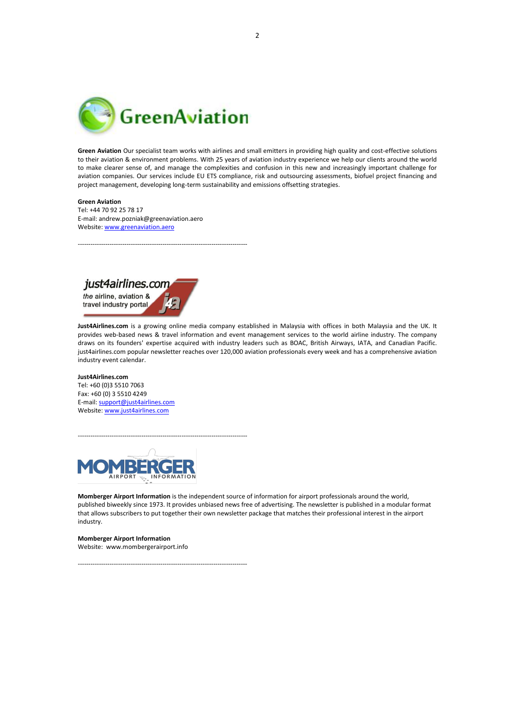**Green Aviation** Our specialist team works with airlines and small emitters in providing high quality and cost-effective solutions to their aviation & environment problems. With 25 years of aviation industry experience we help our clients around the world to make clearer sense of, and manage the complexities and confusion in this new and increasingly important challenge for aviation companies. Our services include EU ETS compliance, risk and outsourcing assessments, biofuel project financing and project management, developing long-term sustainability and emissions offsetting strategies.

**Green Aviation**
Tel: +44 70 92 25 78 17
E-mail: andrew.pozniak@greenaviation.aero
Website: www.greenaviation.aero

---

**Just4Airlines.com** is a growing online media company established in Malaysia with offices in both Malaysia and the UK. It provides web-based news & travel information and event management services to the world airline industry. The company draws on its founders' expertise acquired with industry leaders such as BOAC, British Airways, IATA, and Canadian Pacific. just4airlines.com popular newsletter reaches over 120,000 aviation professionals every week and has a comprehensive aviation industry event calendar.

**Just4Airlines.com**
Tel: +60 (0)3 5510 7063
Fax: +60 (0) 3 5510 4249
E-mail: support@just4airlines.com
Website: www.just4airlines.com

---

**Momberger Airport Information** is the independent source of information for airport professionals around the world, published biweekly since 1973. It provides unbiased news free of advertising. The newsletter is published in a modular format that allows subscribers to put together their own newsletter package that matches their professional interest in the airport industry.

**Momberger Airport Information**
Website: www.mombergerairport.info

---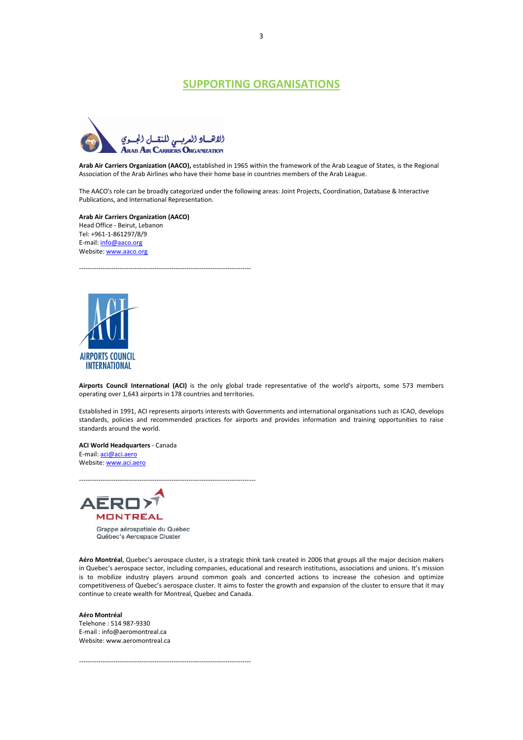## SUPPORTING ORGANISATIONS

**Arab Air Carriers Organization (AACO),** established in 1965 within the framework of the Arab League of States, is the Regional Association of the Arab Airlines who have their home base in countries members of the Arab League.

The AACO's role can be broadly categorized under the following areas: Joint Projects, Coordination, Database & Interactive Publications, and International Representation.

**Arab Air Carriers Organization (AACO)**
Head Office - Beirut, Lebanon
Tel: +961-1-861297/8/9
E-mail: info@aaco.org
Website: www.aaco.org

-------------------------------------------------------------------------------

**Airports Council International (ACI)** is the only global trade representative of the world's airports, some 573 members operating over 1,643 airports in 178 countries and territories.

Established in 1991, ACI represents airports interests with Governments and international organisations such as ICAO, develops standards, policies and recommended practices for airports and provides information and training opportunities to raise standards around the world.

**ACI World Headquarters** - Canada
E-mail: aci@aci.aero
Website: www.aci.aero

-------------------------------------------------------------------------------

**Aéro Montréal**, Quebec's aerospace cluster, is a strategic think tank created in 2006 that groups all the major decision makers in Quebec's aerospace sector, including companies, educational and research institutions, associations and unions. It's mission is to mobilize industry players around common goals and concerted actions to increase the cohesion and optimize competitiveness of Quebec's aerospace cluster. It aims to foster the growth and expansion of the cluster to ensure that it may continue to create wealth for Montreal, Quebec and Canada.

**Aéro Montréal**
Telehone : 514 987-9330
E-mail : info@aeromontreal.ca
Website: www.aeromontreal.ca

-------------------------------------------------------------------------------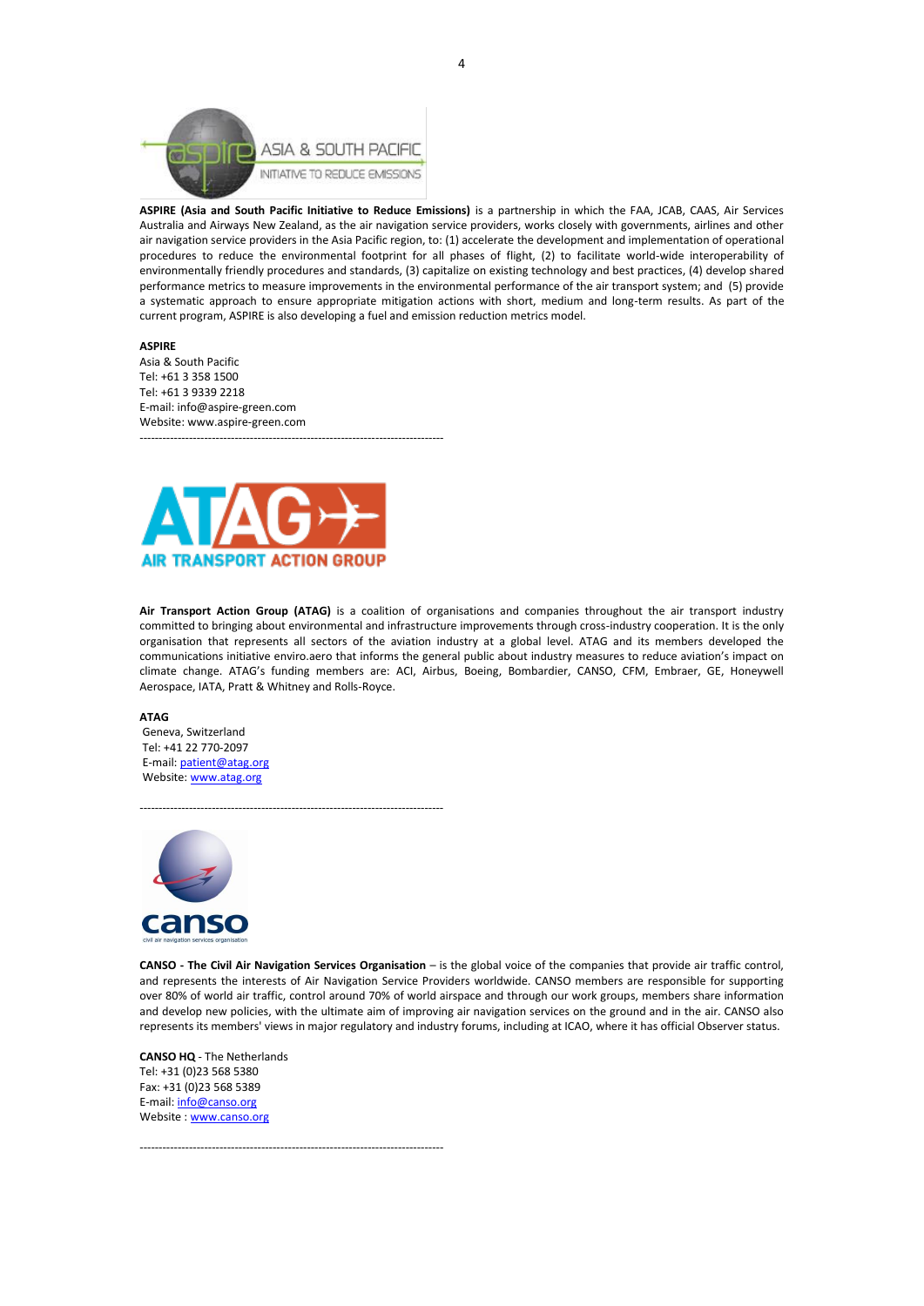**ASPIRE (Asia and South Pacific Initiative to Reduce Emissions)** is a partnership in which the FAA, JCAB, CAAS, Air Services Australia and Airways New Zealand, as the air navigation service providers, works closely with governments, airlines and other air navigation service providers in the Asia Pacific region, to: (1) accelerate the development and implementation of operational procedures to reduce the environmental footprint for all phases of flight, (2) to facilitate world-wide interoperability of environmentally friendly procedures and standards, (3) capitalize on existing technology and best practices, (4) develop shared performance metrics to measure improvements in the environmental performance of the air transport system; and (5) provide a systematic approach to ensure appropriate mitigation actions with short, medium and long-term results. As part of the current program, ASPIRE is also developing a fuel and emission reduction metrics model.

**ASPIRE**
Asia & South Pacific
Tel: +61 3 358 1500
Tel: +61 3 9339 2218
E-mail: info@aspire-green.com
Website: www.aspire-green.com

---

**Air Transport Action Group (ATAG)** is a coalition of organisations and companies throughout the air transport industry committed to bringing about environmental and infrastructure improvements through cross-industry cooperation. It is the only organisation that represents all sectors of the aviation industry at a global level. ATAG and its members developed the communications initiative enviro.aero that informs the general public about industry measures to reduce aviation's impact on climate change. ATAG's funding members are: ACI, Airbus, Boeing, Bombardier, CANSO, CFM, Embraer, GE, Honeywell Aerospace, IATA, Pratt & Whitney and Rolls-Royce.

**ATAG**
Geneva, Switzerland
Tel: +41 22 770-2097
E-mail: patient@atag.org
Website: www.atag.org

---

**CANSO - The Civil Air Navigation Services Organisation** – is the global voice of the companies that provide air traffic control, and represents the interests of Air Navigation Service Providers worldwide. CANSO members are responsible for supporting over 80% of world air traffic, control around 70% of world airspace and through our work groups, members share information and develop new policies, with the ultimate aim of improving air navigation services on the ground and in the air. CANSO also represents its members' views in major regulatory and industry forums, including at ICAO, where it has official Observer status.

**CANSO HQ** - The Netherlands
Tel: +31 (0)23 568 5380
Fax: +31 (0)23 568 5389
E-mail: info@canso.org
Website : www.canso.org

---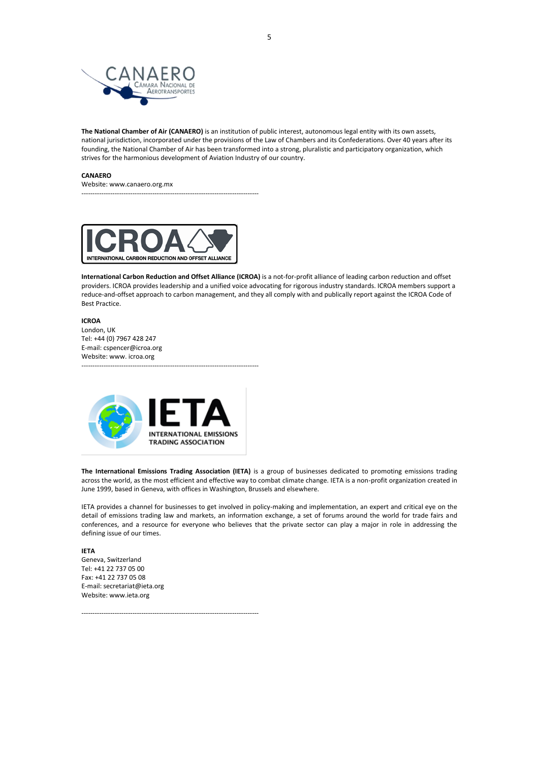**The National Chamber of Air (CANAERO)** is an institution of public interest, autonomous legal entity with its own assets, national jurisdiction, incorporated under the provisions of the Law of Chambers and its Confederations. Over 40 years after its founding, the National Chamber of Air has been transformed into a strong, pluralistic and participatory organization, which strives for the harmonious development of Aviation Industry of our country.

**CANAERO**
Website: www.canaero.org.mx

---

**International Carbon Reduction and Offset Alliance (ICROA)** is a not-for-profit alliance of leading carbon reduction and offset providers. ICROA provides leadership and a unified voice advocating for rigorous industry standards. ICROA members support a reduce-and-offset approach to carbon management, and they all comply with and publically report against the ICROA Code of Best Practice.

**ICROA**
London, UK
Tel: +44 (0) 7967 428 247
E-mail: cspencer@icroa.org
Website: www. icroa.org

---

**The International Emissions Trading Association (IETA)** is a group of businesses dedicated to promoting emissions trading across the world, as the most efficient and effective way to combat climate change. IETA is a non-profit organization created in June 1999, based in Geneva, with offices in Washington, Brussels and elsewhere.

IETA provides a channel for businesses to get involved in policy-making and implementation, an expert and critical eye on the detail of emissions trading law and markets, an information exchange, a set of forums around the world for trade fairs and conferences, and a resource for everyone who believes that the private sector can play a major in role in addressing the defining issue of our times.

**IETA**
Geneva, Switzerland
Tel: +41 22 737 05 00
Fax: +41 22 737 05 08
E-mail: secretariat@ieta.org
Website: www.ieta.org

---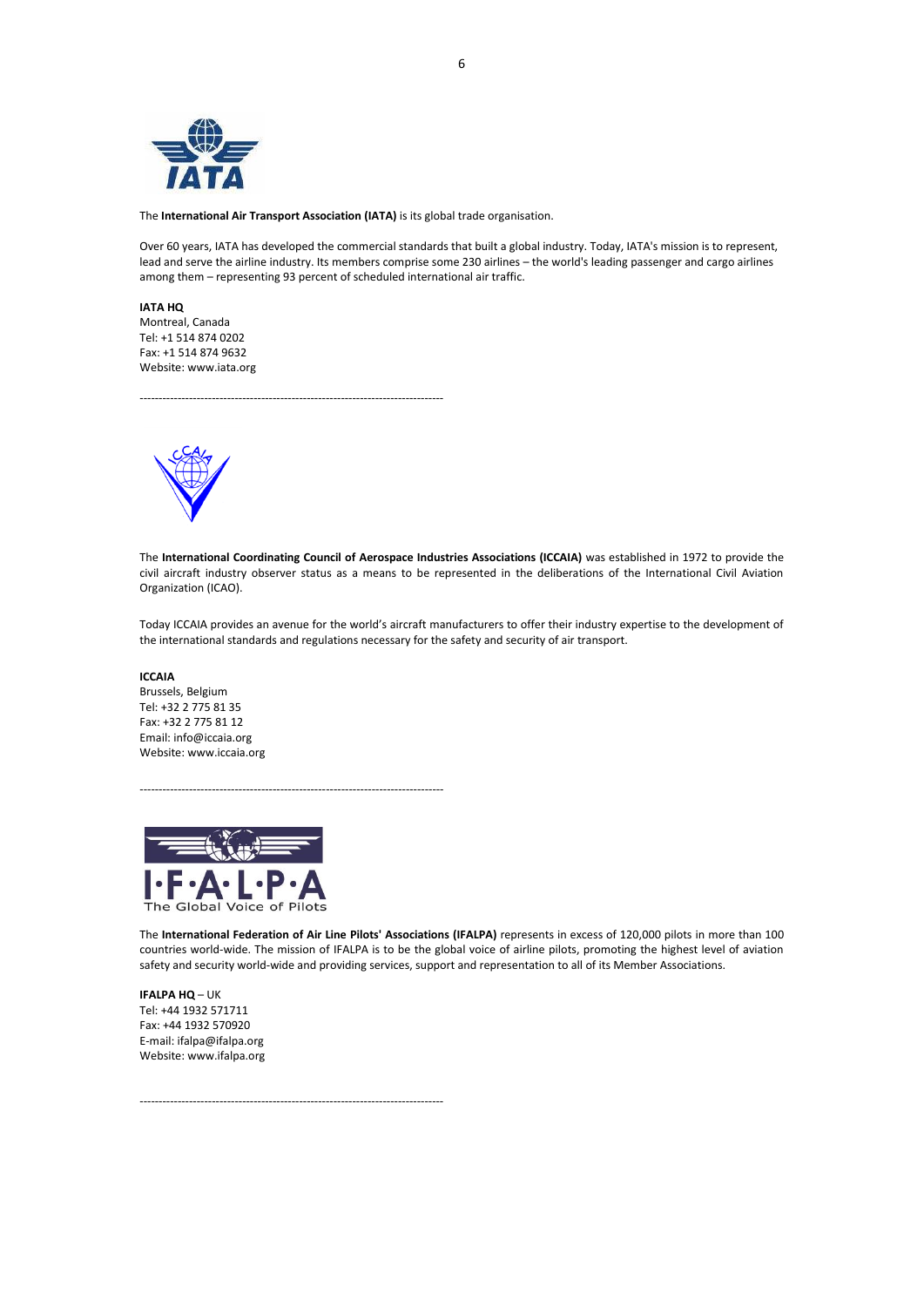The **International Air Transport Association (IATA)** is its global trade organisation.

Over 60 years, IATA has developed the commercial standards that built a global industry. Today, IATA's mission is to represent, lead and serve the airline industry. Its members comprise some 230 airlines – the world's leading passenger and cargo airlines among them – representing 93 percent of scheduled international air traffic.

**IATA HQ**
Montreal, Canada
Tel: +1 514 874 0202
Fax: +1 514 874 9632
Website: www.iata.org

-------------------------------------------------------------------------------

The **International Coordinating Council of Aerospace Industries Associations (ICCAIA)** was established in 1972 to provide the civil aircraft industry observer status as a means to be represented in the deliberations of the International Civil Aviation Organization (ICAO).

Today ICCAIA provides an avenue for the world's aircraft manufacturers to offer their industry expertise to the development of the international standards and regulations necessary for the safety and security of air transport.

**ICCAIA**
Brussels, Belgium
Tel: +32 2 775 81 35
Fax: +32 2 775 81 12
Email: info@iccaia.org
Website: www.iccaia.org

-------------------------------------------------------------------------------

The **International Federation of Air Line Pilots' Associations (IFALPA)** represents in excess of 120,000 pilots in more than 100 countries world-wide. The mission of IFALPA is to be the global voice of airline pilots, promoting the highest level of aviation safety and security world-wide and providing services, support and representation to all of its Member Associations.

**IFALPA HQ** – UK
Tel: +44 1932 571711
Fax: +44 1932 570920
E-mail: ifalpa@ifalpa.org
Website: www.ifalpa.org

-------------------------------------------------------------------------------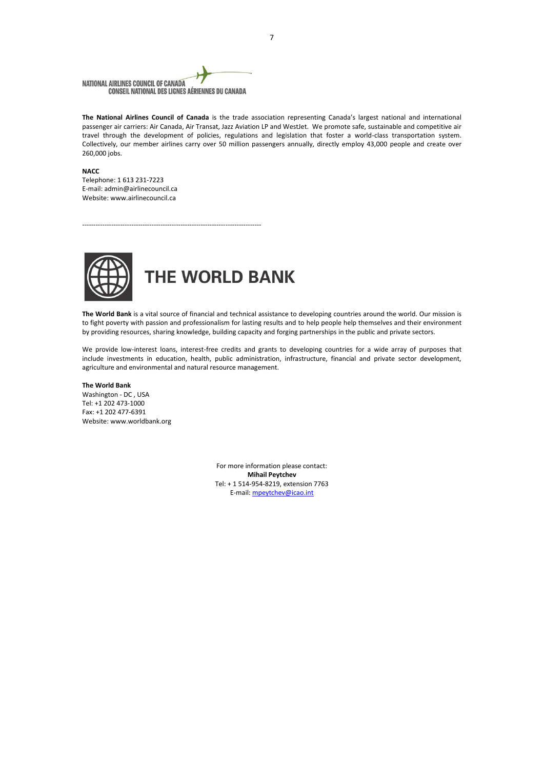NATIONAL AIRLINES COUNCIL OF CANADA
CONSEIL NATIONAL DES LIGNES AÉRIENNES DU CANADA

**The National Airlines Council of Canada** is the trade association representing Canada's largest national and international passenger air carriers: Air Canada, Air Transat, Jazz Aviation LP and WestJet. We promote safe, sustainable and competitive air travel through the development of policies, regulations and legislation that foster a world-class transportation system. Collectively, our member airlines carry over 50 million passengers annually, directly employ 43,000 people and create over 260,000 jobs.

**NACC**
Telephone: 1 613 231-7223
E-mail: admin@airlinecouncil.ca
Website: www.airlinecouncil.ca

---

# THE WORLD BANK

**The World Bank** is a vital source of financial and technical assistance to developing countries around the world. Our mission is to fight poverty with passion and professionalism for lasting results and to help people help themselves and their environment by providing resources, sharing knowledge, building capacity and forging partnerships in the public and private sectors.

We provide low-interest loans, interest-free credits and grants to developing countries for a wide array of purposes that include investments in education, health, public administration, infrastructure, financial and private sector development, agriculture and environmental and natural resource management.

**The World Bank**
Washington - DC , USA
Tel: +1 202 473-1000
Fax: +1 202 477-6391
Website: www.worldbank.org

For more information please contact:
**Mihail Peytchev**
Tel: + 1 514-954-8219, extension 7763
E-mail: mpeytchev@icao.int